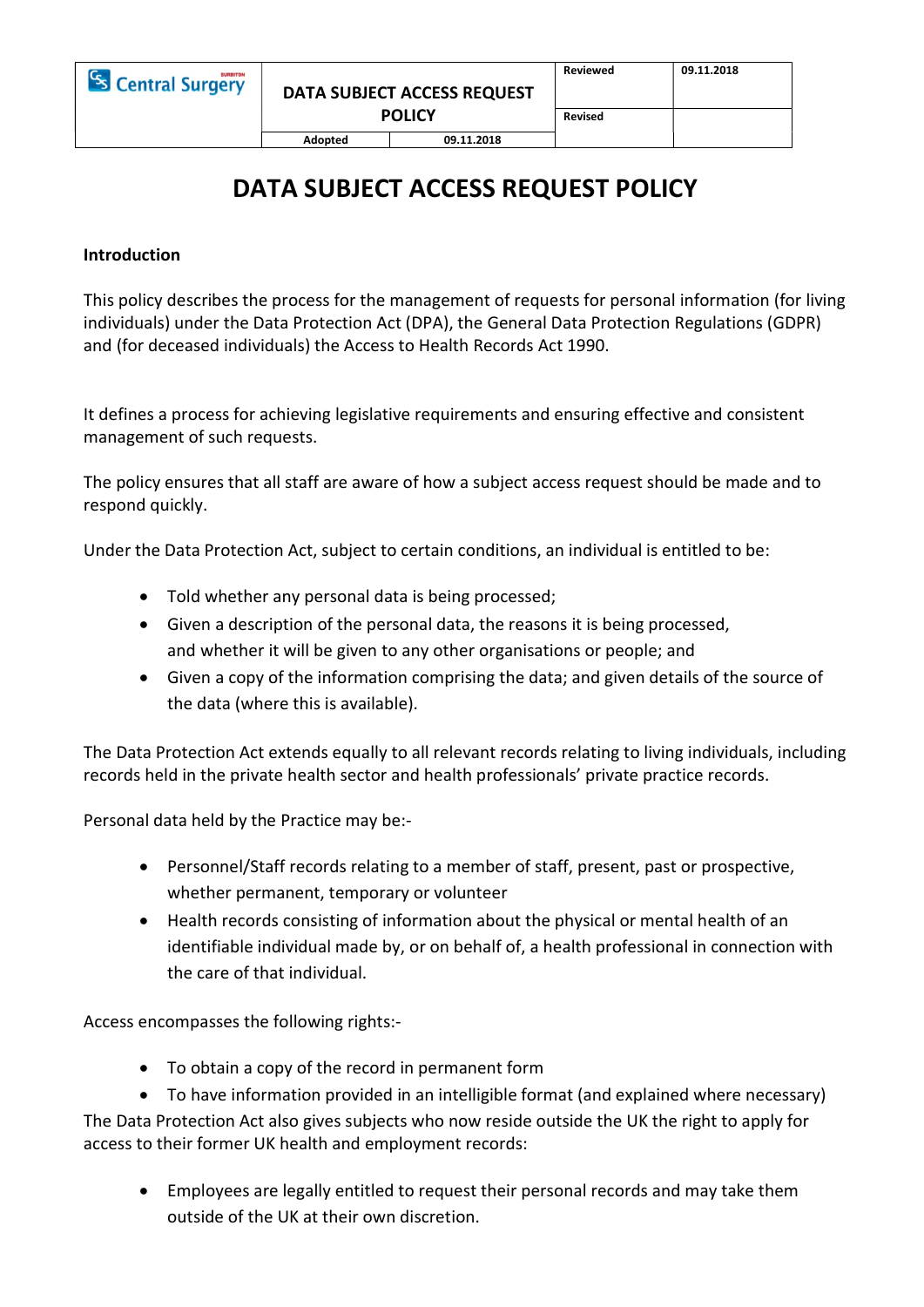| Central Surgery | DATA SUBJECT ACCESS REQUEST POLICY | | Reviewed | 09.11.2018 |
|---|---|---|---|---|
| | | | Revised | |
| | Adopted | 09.11.2018 | | |

# DATA SUBJECT ACCESS REQUEST POLICY

**Introduction**

This policy describes the process for the management of requests for personal information (for living individuals) under the Data Protection Act (DPA), the General Data Protection Regulations (GDPR) and (for deceased individuals) the Access to Health Records Act 1990.

It defines a process for achieving legislative requirements and ensuring effective and consistent management of such requests.

The policy ensures that all staff are aware of how a subject access request should be made and to respond quickly.

Under the Data Protection Act, subject to certain conditions, an individual is entitled to be:

- Told whether any personal data is being processed;
- Given a description of the personal data, the reasons it is being processed, and whether it will be given to any other organisations or people; and
- Given a copy of the information comprising the data; and given details of the source of the data (where this is available).

The Data Protection Act extends equally to all relevant records relating to living individuals, including records held in the private health sector and health professionals' private practice records.

Personal data held by the Practice may be:-

- Personnel/Staff records relating to a member of staff, present, past or prospective, whether permanent, temporary or volunteer
- Health records consisting of information about the physical or mental health of an identifiable individual made by, or on behalf of, a health professional in connection with the care of that individual.

Access encompasses the following rights:-

- To obtain a copy of the record in permanent form
- To have information provided in an intelligible format (and explained where necessary)

The Data Protection Act also gives subjects who now reside outside the UK the right to apply for access to their former UK health and employment records:

- Employees are legally entitled to request their personal records and may take them outside of the UK at their own discretion.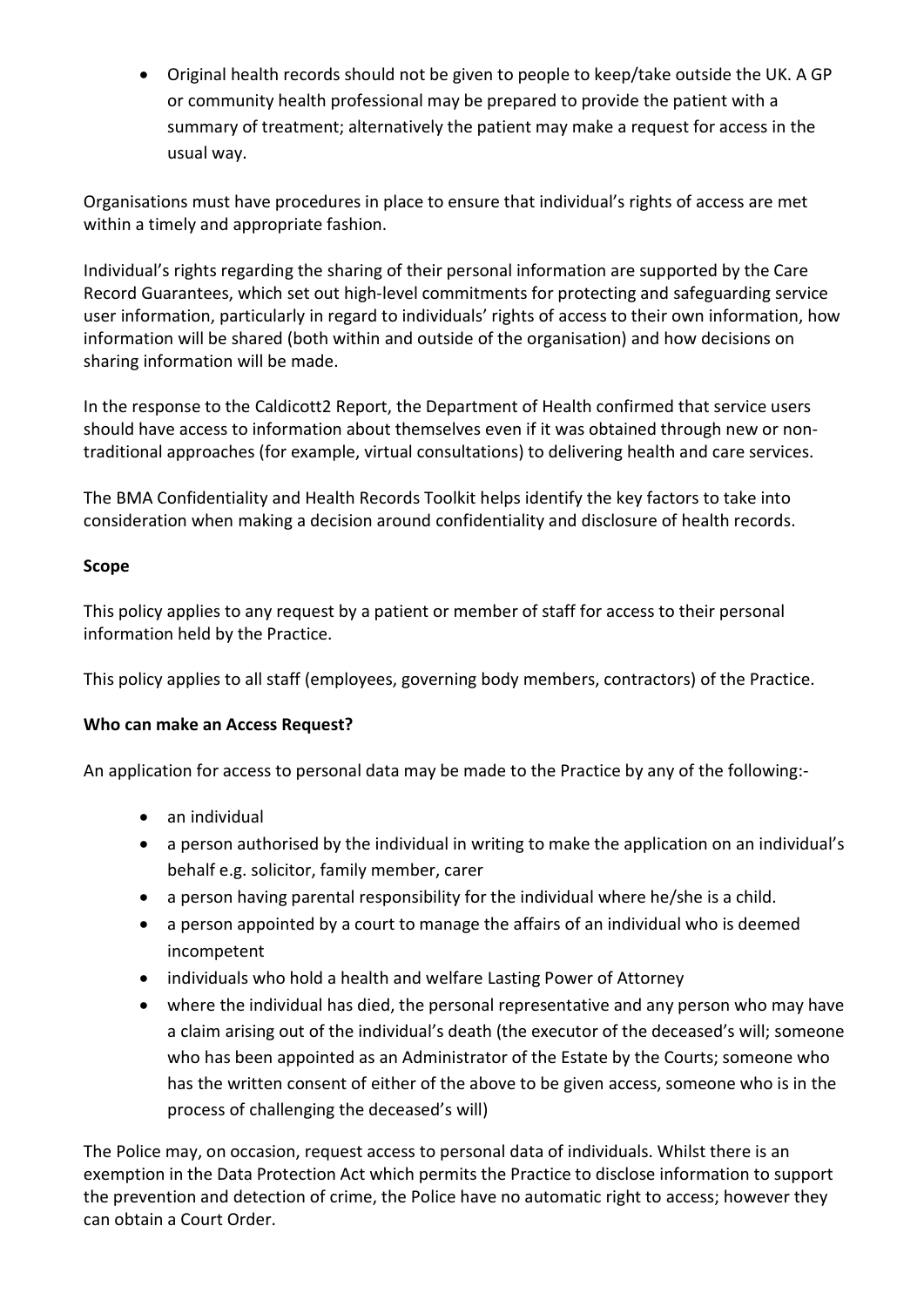- Original health records should not be given to people to keep/take outside the UK. A GP or community health professional may be prepared to provide the patient with a summary of treatment; alternatively the patient may make a request for access in the usual way.

Organisations must have procedures in place to ensure that individual's rights of access are met within a timely and appropriate fashion.

Individual's rights regarding the sharing of their personal information are supported by the Care Record Guarantees, which set out high-level commitments for protecting and safeguarding service user information, particularly in regard to individuals' rights of access to their own information, how information will be shared (both within and outside of the organisation) and how decisions on sharing information will be made.

In the response to the Caldicott2 Report, the Department of Health confirmed that service users should have access to information about themselves even if it was obtained through new or non-traditional approaches (for example, virtual consultations) to delivering health and care services.

The BMA Confidentiality and Health Records Toolkit helps identify the key factors to take into consideration when making a decision around confidentiality and disclosure of health records.

**Scope**

This policy applies to any request by a patient or member of staff for access to their personal information held by the Practice.

This policy applies to all staff (employees, governing body members, contractors) of the Practice.

**Who can make an Access Request?**

An application for access to personal data may be made to the Practice by any of the following:-

- an individual
- a person authorised by the individual in writing to make the application on an individual's behalf e.g. solicitor, family member, carer
- a person having parental responsibility for the individual where he/she is a child.
- a person appointed by a court to manage the affairs of an individual who is deemed incompetent
- individuals who hold a health and welfare Lasting Power of Attorney
- where the individual has died, the personal representative and any person who may have a claim arising out of the individual's death (the executor of the deceased's will; someone who has been appointed as an Administrator of the Estate by the Courts; someone who has the written consent of either of the above to be given access, someone who is in the process of challenging the deceased's will)

The Police may, on occasion, request access to personal data of individuals. Whilst there is an exemption in the Data Protection Act which permits the Practice to disclose information to support the prevention and detection of crime, the Police have no automatic right to access; however they can obtain a Court Order.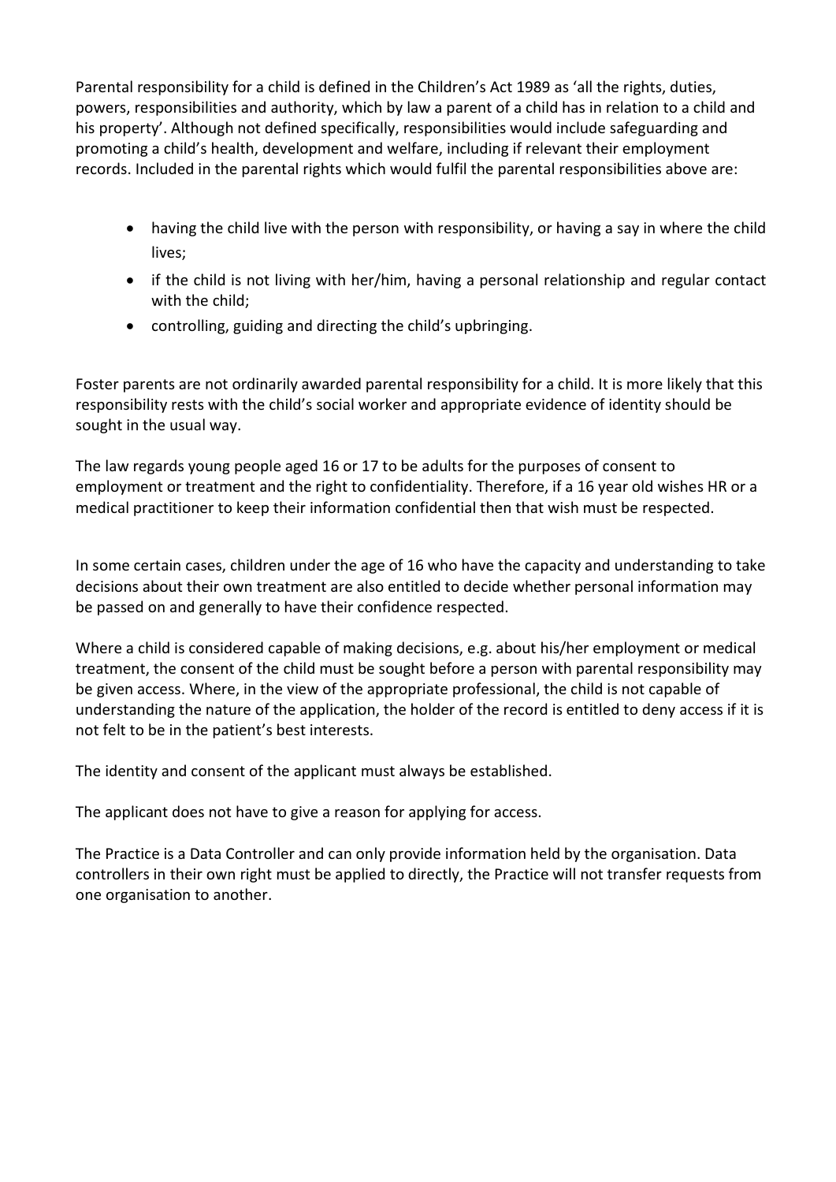Parental responsibility for a child is defined in the Children's Act 1989 as 'all the rights, duties, powers, responsibilities and authority, which by law a parent of a child has in relation to a child and his property'. Although not defined specifically, responsibilities would include safeguarding and promoting a child's health, development and welfare, including if relevant their employment records. Included in the parental rights which would fulfil the parental responsibilities above are:

- having the child live with the person with responsibility, or having a say in where the child lives;
- if the child is not living with her/him, having a personal relationship and regular contact with the child;
- controlling, guiding and directing the child's upbringing.

Foster parents are not ordinarily awarded parental responsibility for a child. It is more likely that this responsibility rests with the child's social worker and appropriate evidence of identity should be sought in the usual way.

The law regards young people aged 16 or 17 to be adults for the purposes of consent to employment or treatment and the right to confidentiality. Therefore, if a 16 year old wishes HR or a medical practitioner to keep their information confidential then that wish must be respected.

In some certain cases, children under the age of 16 who have the capacity and understanding to take decisions about their own treatment are also entitled to decide whether personal information may be passed on and generally to have their confidence respected.

Where a child is considered capable of making decisions, e.g. about his/her employment or medical treatment, the consent of the child must be sought before a person with parental responsibility may be given access. Where, in the view of the appropriate professional, the child is not capable of understanding the nature of the application, the holder of the record is entitled to deny access if it is not felt to be in the patient's best interests.

The identity and consent of the applicant must always be established.

The applicant does not have to give a reason for applying for access.

The Practice is a Data Controller and can only provide information held by the organisation. Data controllers in their own right must be applied to directly, the Practice will not transfer requests from one organisation to another.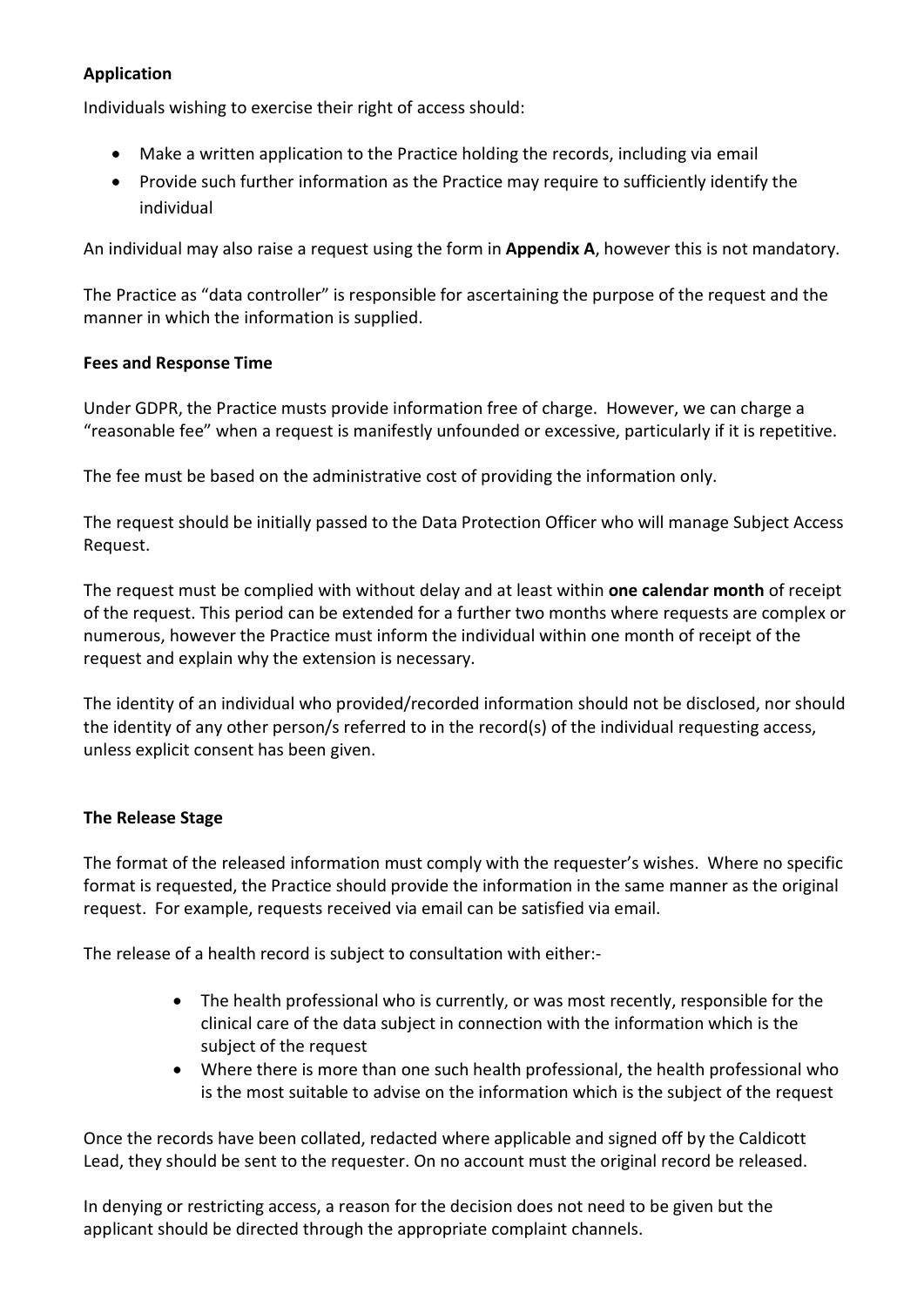**Application**

Individuals wishing to exercise their right of access should:

- Make a written application to the Practice holding the records, including via email
- Provide such further information as the Practice may require to sufficiently identify the individual

An individual may also raise a request using the form in **Appendix A**, however this is not mandatory.

The Practice as "data controller" is responsible for ascertaining the purpose of the request and the manner in which the information is supplied.

**Fees and Response Time**

Under GDPR, the Practice musts provide information free of charge. However, we can charge a "reasonable fee" when a request is manifestly unfounded or excessive, particularly if it is repetitive.

The fee must be based on the administrative cost of providing the information only.

The request should be initially passed to the Data Protection Officer who will manage Subject Access Request.

The request must be complied with without delay and at least within **one calendar month** of receipt of the request. This period can be extended for a further two months where requests are complex or numerous, however the Practice must inform the individual within one month of receipt of the request and explain why the extension is necessary.

The identity of an individual who provided/recorded information should not be disclosed, nor should the identity of any other person/s referred to in the record(s) of the individual requesting access, unless explicit consent has been given.

**The Release Stage**

The format of the released information must comply with the requester's wishes. Where no specific format is requested, the Practice should provide the information in the same manner as the original request. For example, requests received via email can be satisfied via email.

The release of a health record is subject to consultation with either:-

- The health professional who is currently, or was most recently, responsible for the clinical care of the data subject in connection with the information which is the subject of the request
- Where there is more than one such health professional, the health professional who is the most suitable to advise on the information which is the subject of the request

Once the records have been collated, redacted where applicable and signed off by the Caldicott Lead, they should be sent to the requester. On no account must the original record be released.

In denying or restricting access, a reason for the decision does not need to be given but the applicant should be directed through the appropriate complaint channels.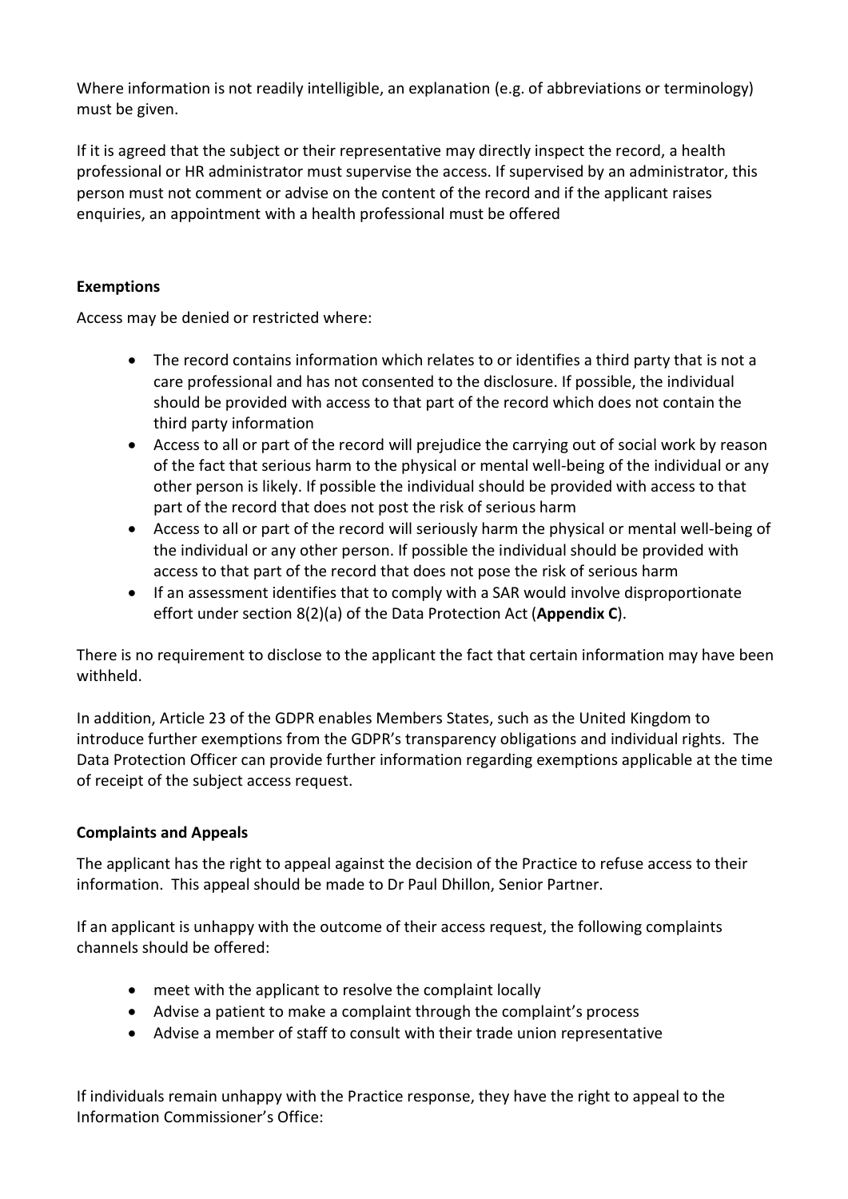Where information is not readily intelligible, an explanation (e.g. of abbreviations or terminology) must be given.

If it is agreed that the subject or their representative may directly inspect the record, a health professional or HR administrator must supervise the access. If supervised by an administrator, this person must not comment or advise on the content of the record and if the applicant raises enquiries, an appointment with a health professional must be offered

**Exemptions**

Access may be denied or restricted where:

- The record contains information which relates to or identifies a third party that is not a care professional and has not consented to the disclosure. If possible, the individual should be provided with access to that part of the record which does not contain the third party information
- Access to all or part of the record will prejudice the carrying out of social work by reason of the fact that serious harm to the physical or mental well-being of the individual or any other person is likely. If possible the individual should be provided with access to that part of the record that does not post the risk of serious harm
- Access to all or part of the record will seriously harm the physical or mental well-being of the individual or any other person. If possible the individual should be provided with access to that part of the record that does not pose the risk of serious harm
- If an assessment identifies that to comply with a SAR would involve disproportionate effort under section 8(2)(a) of the Data Protection Act (**Appendix C**).

There is no requirement to disclose to the applicant the fact that certain information may have been withheld.

In addition, Article 23 of the GDPR enables Members States, such as the United Kingdom to introduce further exemptions from the GDPR's transparency obligations and individual rights. The Data Protection Officer can provide further information regarding exemptions applicable at the time of receipt of the subject access request.

**Complaints and Appeals**

The applicant has the right to appeal against the decision of the Practice to refuse access to their information. This appeal should be made to Dr Paul Dhillon, Senior Partner.

If an applicant is unhappy with the outcome of their access request, the following complaints channels should be offered:

- meet with the applicant to resolve the complaint locally
- Advise a patient to make a complaint through the complaint's process
- Advise a member of staff to consult with their trade union representative

If individuals remain unhappy with the Practice response, they have the right to appeal to the Information Commissioner's Office: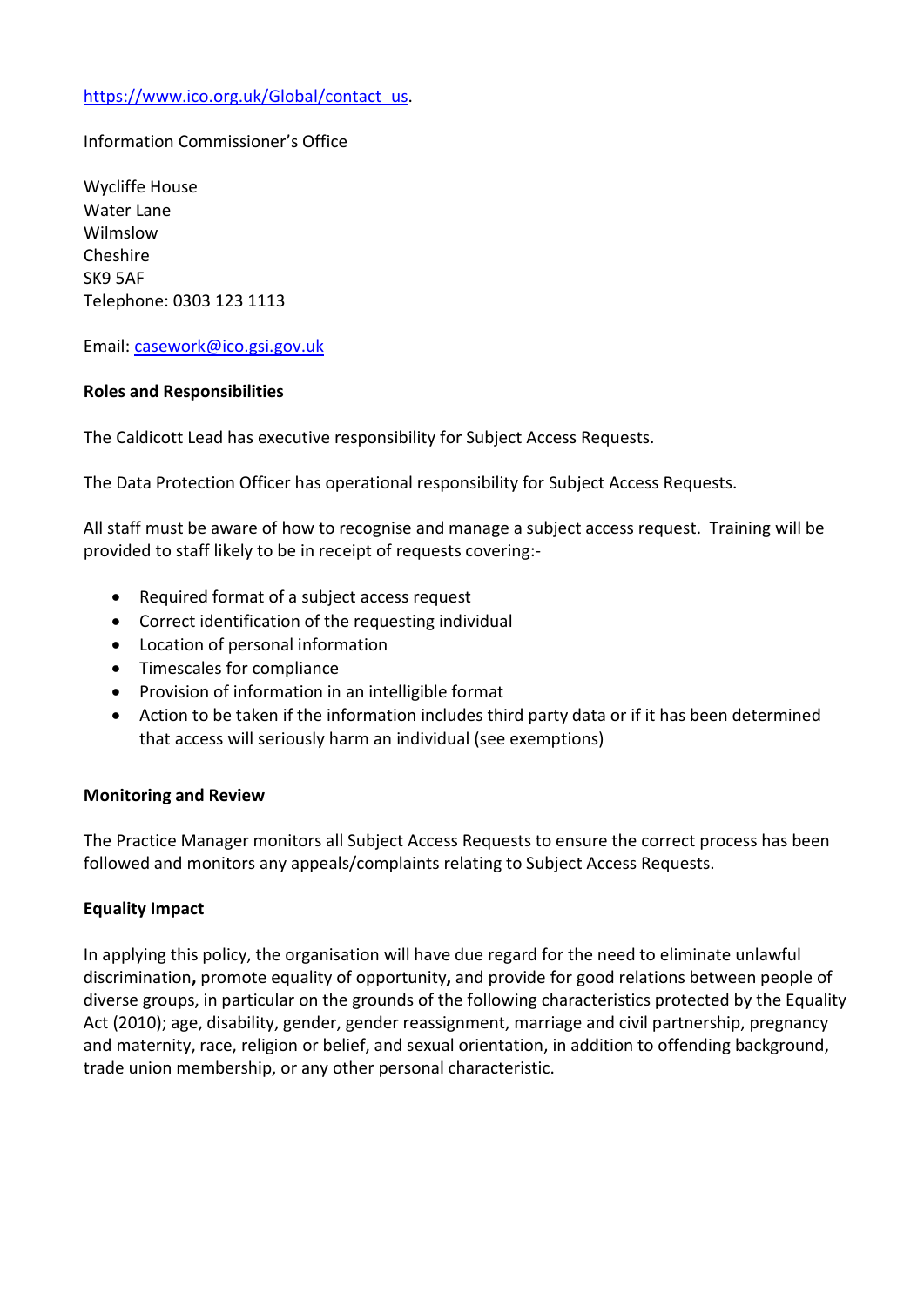https://www.ico.org.uk/Global/contact_us.

Information Commissioner's Office

Wycliffe House
Water Lane
Wilmslow
Cheshire
SK9 5AF
Telephone: 0303 123 1113

Email: casework@ico.gsi.gov.uk

**Roles and Responsibilities**

The Caldicott Lead has executive responsibility for Subject Access Requests.

The Data Protection Officer has operational responsibility for Subject Access Requests.

All staff must be aware of how to recognise and manage a subject access request. Training will be provided to staff likely to be in receipt of requests covering:-

- Required format of a subject access request
- Correct identification of the requesting individual
- Location of personal information
- Timescales for compliance
- Provision of information in an intelligible format
- Action to be taken if the information includes third party data or if it has been determined that access will seriously harm an individual (see exemptions)

**Monitoring and Review**

The Practice Manager monitors all Subject Access Requests to ensure the correct process has been followed and monitors any appeals/complaints relating to Subject Access Requests.

**Equality Impact**

In applying this policy, the organisation will have due regard for the need to eliminate unlawful discrimination**,** promote equality of opportunity**,** and provide for good relations between people of diverse groups, in particular on the grounds of the following characteristics protected by the Equality Act (2010); age, disability, gender, gender reassignment, marriage and civil partnership, pregnancy and maternity, race, religion or belief, and sexual orientation, in addition to offending background, trade union membership, or any other personal characteristic.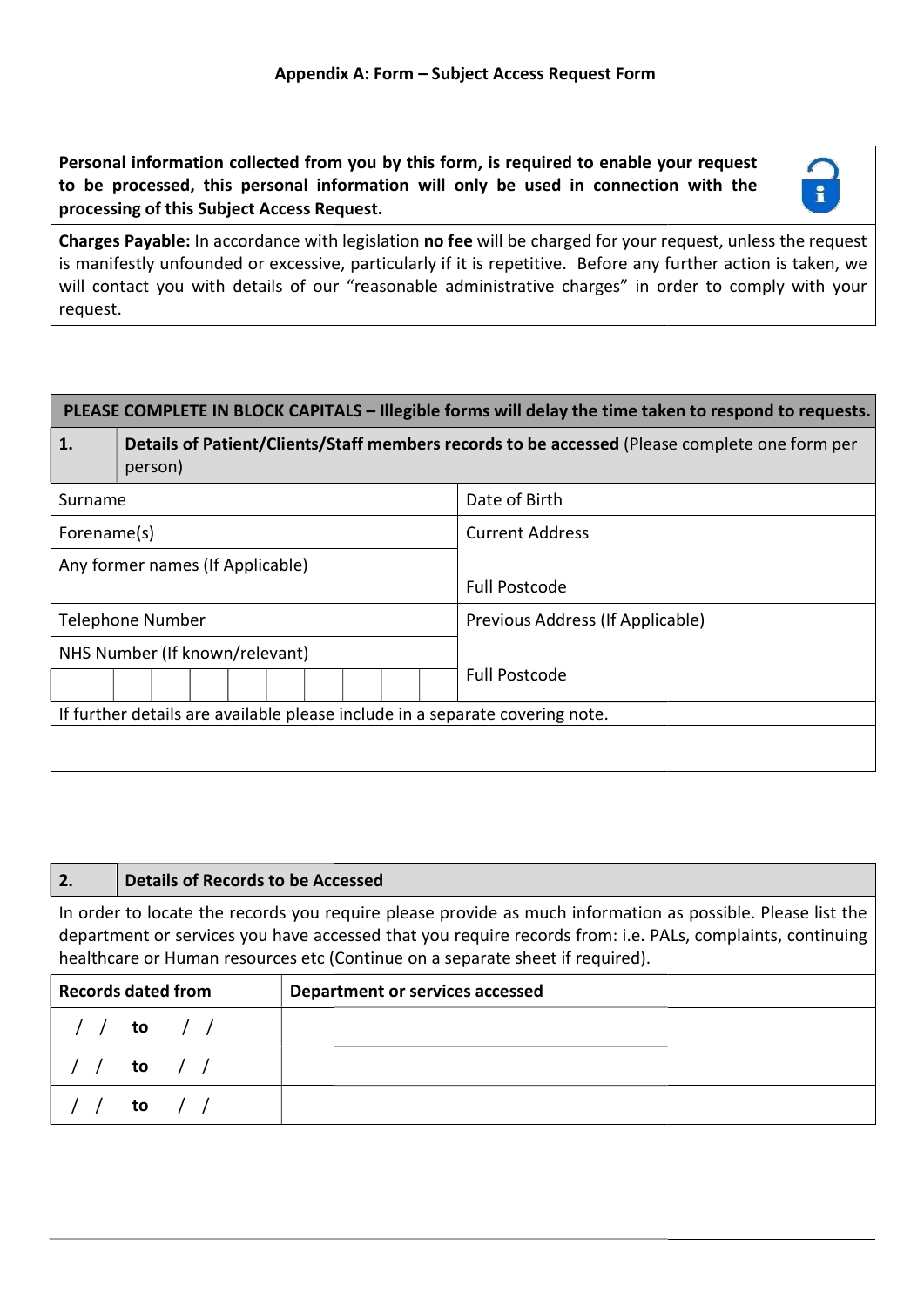**Appendix A: Form – Subject Access Request Form**

| **Personal information collected from you by this form, is required to enable your request to be processed, this personal information will only be used in connection with the processing of this Subject Access Request.** |
|---|
| **Charges Payable:** In accordance with legislation **no fee** will be charged for your request, unless the request is manifestly unfounded or excessive, particularly if it is repetitive. Before any further action is taken, we will contact you with details of our "reasonable administrative charges" in order to comply with your request. |

| **PLEASE COMPLETE IN BLOCK CAPITALS – Illegible forms will delay the time taken to respond to requests.** | |
|---|---|
| **1.** **Details of Patient/Clients/Staff members records to be accessed** (Please complete one form per person) | |
| Surname | Date of Birth |
| Forename(s) | Current Address |
| Any former names (If Applicable) | Full Postcode |
| Telephone Number | Previous Address (If Applicable) |
| NHS Number (If known/relevant) | |
| | Full Postcode |
| If further details are available please include in a separate covering note. | |
| | |

| **2.** **Details of Records to be Accessed** | |
|---|---|
| In order to locate the records you require please provide as much information as possible. Please list the department or services you have accessed that you require records from: i.e. PALs, complaints, continuing healthcare or Human resources etc (Continue on a separate sheet if required). | |
| **Records dated from** | **Department or services accessed** |
| / / **to** / / | |
| / / **to** / / | |
| / / **to** / / | |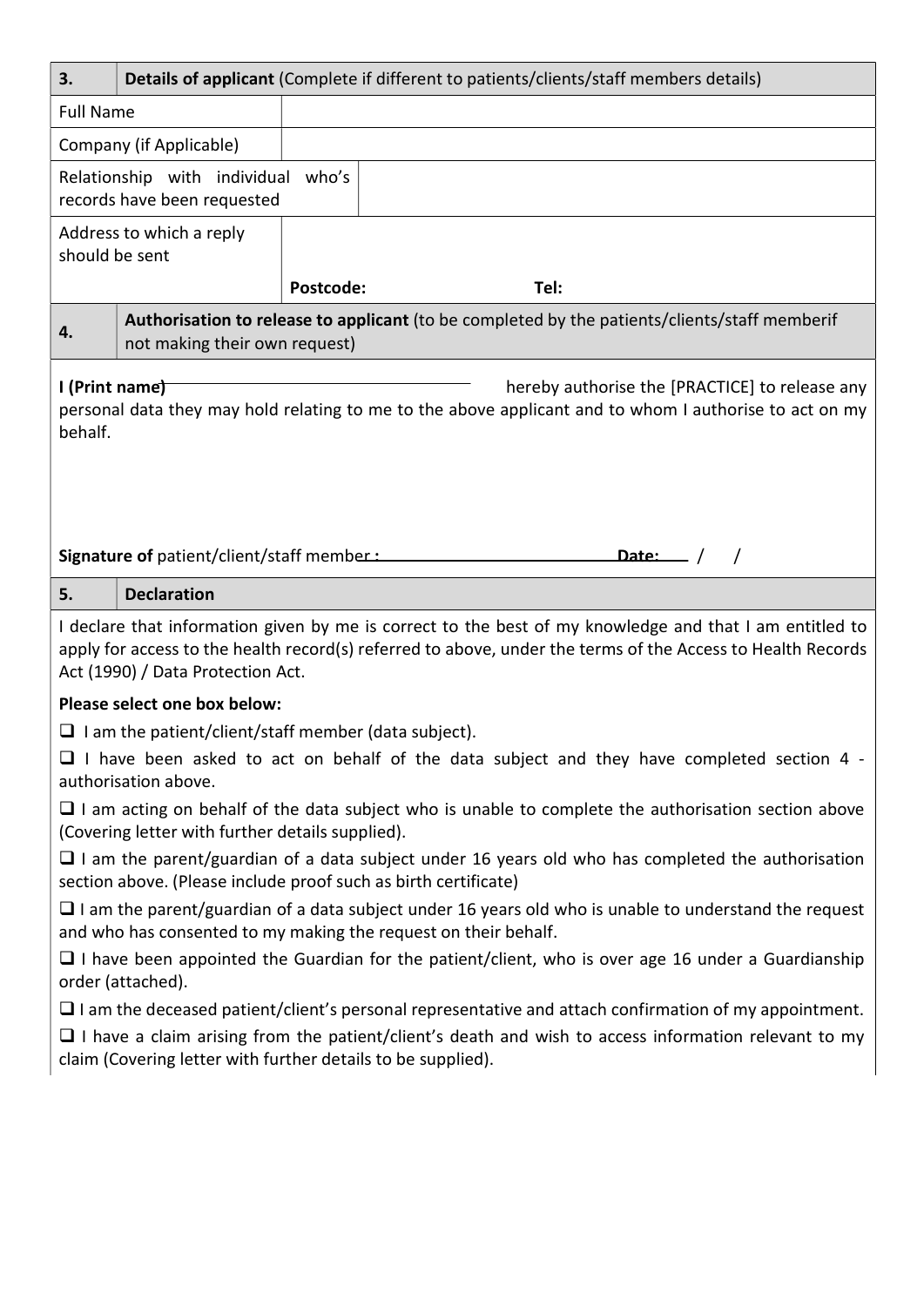| 3. | **Details of applicant** (Complete if different to patients/clients/staff members details) | | |
|---|---|---|---|
| Full Name | | | |
| Company (if Applicable) | | | |
| Relationship with individual who's records have been requested | | | |
| Address to which a reply should be sent | | | |
| | **Postcode:** | **Tel:** | |

| 4. | **Authorisation to release to applicant** (to be completed by the patients/clients/staff memberif not making their own request) |
|---|---|

**I (Print name)** ______________________ hereby authorise the [PRACTICE] to release any personal data they may hold relating to me to the above applicant and to whom I authorise to act on my behalf.

**Signature of** patient/client/staff member**:** ______________________ **Date:** ___ / /

| 5. | **Declaration** |
|---|---|

I declare that information given by me is correct to the best of my knowledge and that I am entitled to apply for access to the health record(s) referred to above, under the terms of the Access to Health Records Act (1990) / Data Protection Act.

**Please select one box below:**

- ❑ I am the patient/client/staff member (data subject).
- ❑ I have been asked to act on behalf of the data subject and they have completed section 4 - authorisation above.
- ❑ I am acting on behalf of the data subject who is unable to complete the authorisation section above (Covering letter with further details supplied).
- ❑ I am the parent/guardian of a data subject under 16 years old who has completed the authorisation section above. (Please include proof such as birth certificate)
- ❑ I am the parent/guardian of a data subject under 16 years old who is unable to understand the request and who has consented to my making the request on their behalf.
- ❑ I have been appointed the Guardian for the patient/client, who is over age 16 under a Guardianship order (attached).
- ❑ I am the deceased patient/client's personal representative and attach confirmation of my appointment.
- ❑ I have a claim arising from the patient/client's death and wish to access information relevant to my claim (Covering letter with further details to be supplied).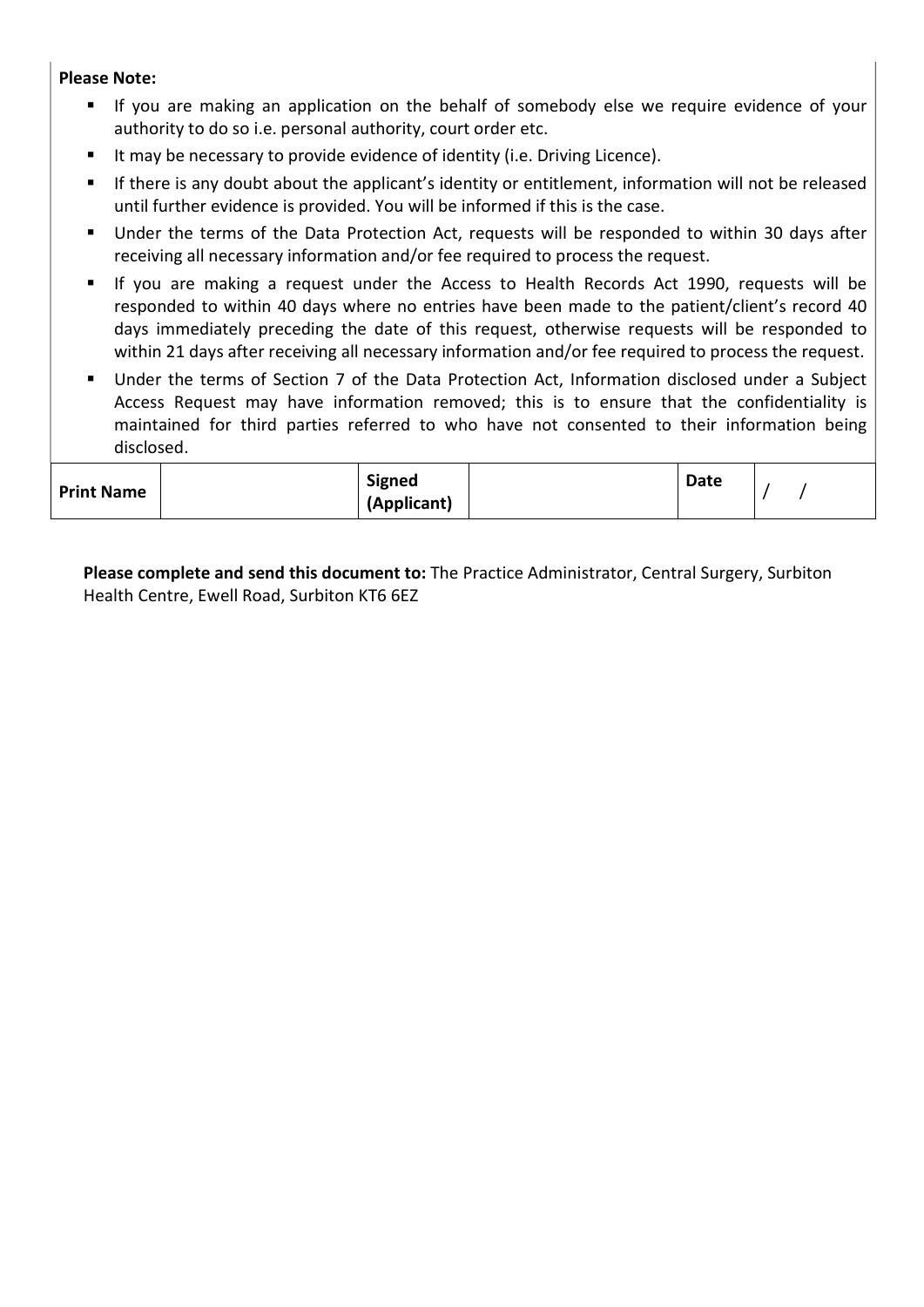**Please Note:**

- If you are making an application on the behalf of somebody else we require evidence of your authority to do so i.e. personal authority, court order etc.
- It may be necessary to provide evidence of identity (i.e. Driving Licence).
- If there is any doubt about the applicant's identity or entitlement, information will not be released until further evidence is provided. You will be informed if this is the case.
- Under the terms of the Data Protection Act, requests will be responded to within 30 days after receiving all necessary information and/or fee required to process the request.
- If you are making a request under the Access to Health Records Act 1990, requests will be responded to within 40 days where no entries have been made to the patient/client's record 40 days immediately preceding the date of this request, otherwise requests will be responded to within 21 days after receiving all necessary information and/or fee required to process the request.
- Under the terms of Section 7 of the Data Protection Act, Information disclosed under a Subject Access Request may have information removed; this is to ensure that the confidentiality is maintained for third parties referred to who have not consented to their information being disclosed.

| **Print Name** | | **Signed (Applicant)** | | **Date** | / / |
|---|---|---|---|---|---|

**Please complete and send this document to:** The Practice Administrator, Central Surgery, Surbiton Health Centre, Ewell Road, Surbiton KT6 6EZ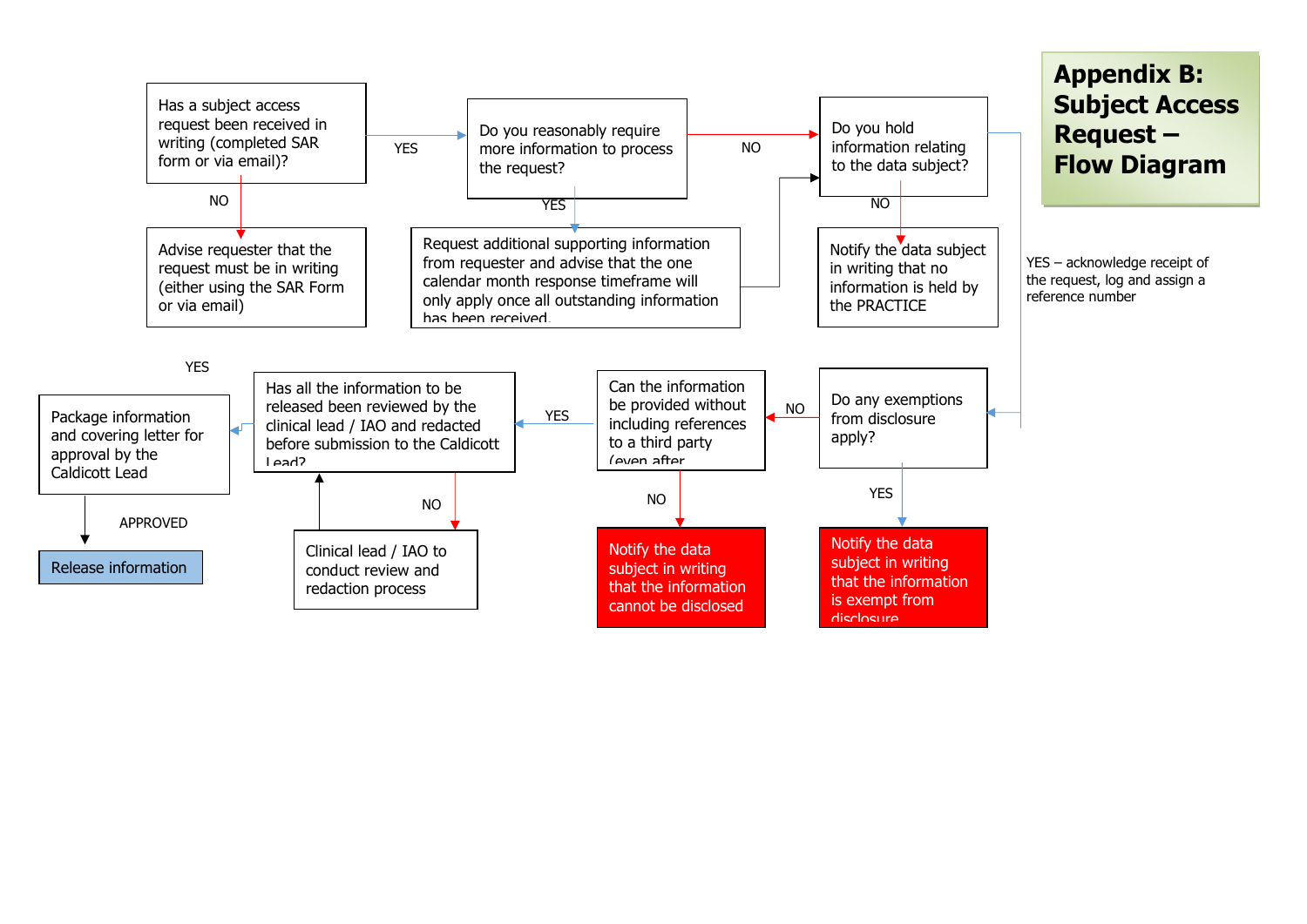# Appendix B: Subject Access Request – Flow Diagram

**Has a subject access request been received in writing (completed SAR form or via email)?**

- NO → Advise requester that the request must be in writing (either using the SAR Form or via email)
- YES → **Do you reasonably require more information to process the request?**
  - YES → Request additional supporting information from requester and advise that the one calendar month response timeframe will only apply once all outstanding information has been received. → **Do you hold information relating to the data subject?**
  - NO → **Do you hold information relating to the data subject?**
    - NO → Notify the data subject in writing that no information is held by the PRACTICE
    - YES – acknowledge receipt of the request, log and assign a reference number → **Do any exemptions from disclosure apply?**
      - YES → Notify the data subject in writing that the information is exempt from disclosure
      - NO → **Can the information be provided without including references to a third party (even after**
        - NO → Notify the data subject in writing that the information cannot be disclosed
        - YES → **Has all the information to be released been reviewed by the clinical lead / IAO and redacted before submission to the Caldicott Lead?**
          - NO → Clinical lead / IAO to conduct review and redaction process → (return to review question)
          - YES → Package information and covering letter for approval by the Caldicott Lead
            - APPROVED → Release information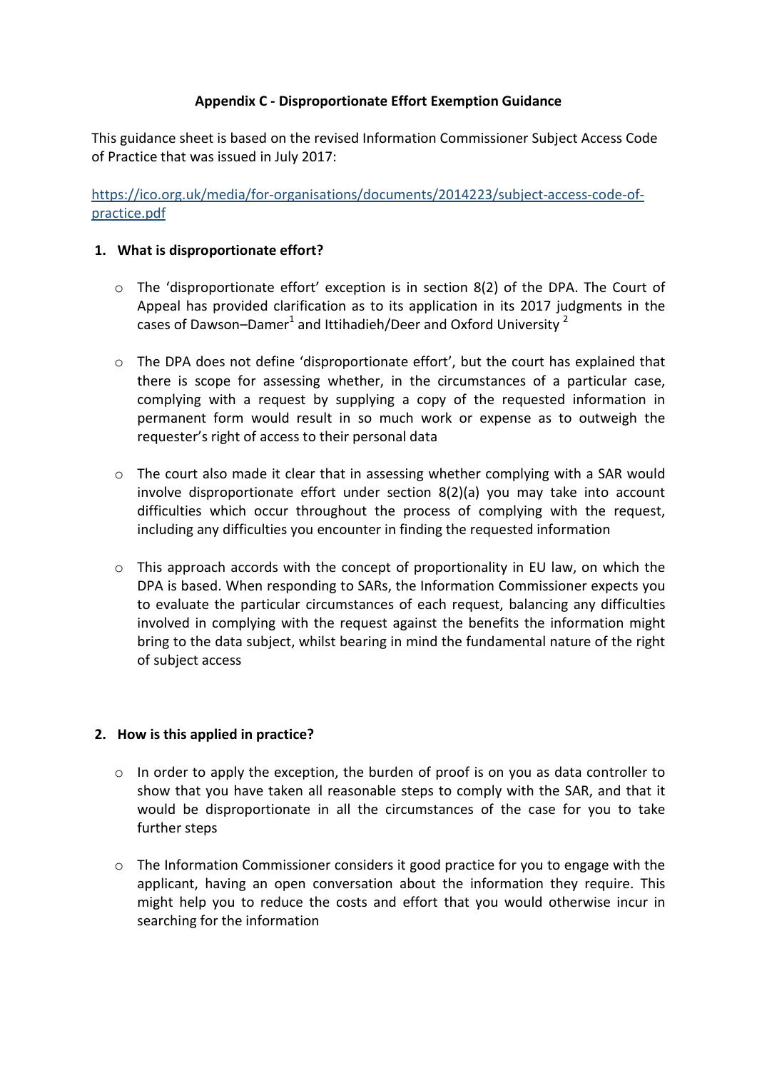**Appendix C - Disproportionate Effort Exemption Guidance**

This guidance sheet is based on the revised Information Commissioner Subject Access Code of Practice that was issued in July 2017:

https://ico.org.uk/media/for-organisations/documents/2014223/subject-access-code-of-practice.pdf

1. **What is disproportionate effort?**

    - The 'disproportionate effort' exception is in section 8(2) of the DPA. The Court of Appeal has provided clarification as to its application in its 2017 judgments in the cases of Dawson–Damer[1] and Ittihadieh/Deer and Oxford University [2]

    - The DPA does not define 'disproportionate effort', but the court has explained that there is scope for assessing whether, in the circumstances of a particular case, complying with a request by supplying a copy of the requested information in permanent form would result in so much work or expense as to outweigh the requester's right of access to their personal data

    - The court also made it clear that in assessing whether complying with a SAR would involve disproportionate effort under section 8(2)(a) you may take into account difficulties which occur throughout the process of complying with the request, including any difficulties you encounter in finding the requested information

    - This approach accords with the concept of proportionality in EU law, on which the DPA is based. When responding to SARs, the Information Commissioner expects you to evaluate the particular circumstances of each request, balancing any difficulties involved in complying with the request against the benefits the information might bring to the data subject, whilst bearing in mind the fundamental nature of the right of subject access

2. **How is this applied in practice?**

    - In order to apply the exception, the burden of proof is on you as data controller to show that you have taken all reasonable steps to comply with the SAR, and that it would be disproportionate in all the circumstances of the case for you to take further steps

    - The Information Commissioner considers it good practice for you to engage with the applicant, having an open conversation about the information they require. This might help you to reduce the costs and effort that you would otherwise incur in searching for the information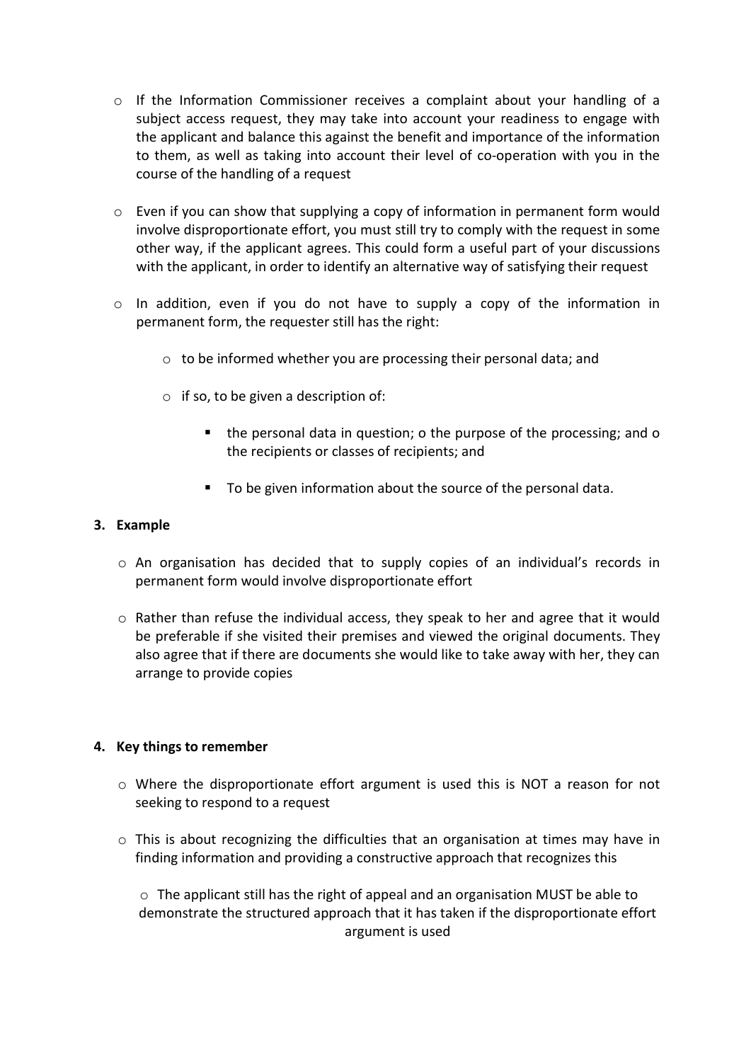- If the Information Commissioner receives a complaint about your handling of a subject access request, they may take into account your readiness to engage with the applicant and balance this against the benefit and importance of the information to them, as well as taking into account their level of co-operation with you in the course of the handling of a request

- Even if you can show that supplying a copy of information in permanent form would involve disproportionate effort, you must still try to comply with the request in some other way, if the applicant agrees. This could form a useful part of your discussions with the applicant, in order to identify an alternative way of satisfying their request

- In addition, even if you do not have to supply a copy of the information in permanent form, the requester still has the right:

  - to be informed whether you are processing their personal data; and

  - if so, to be given a description of:

    - the personal data in question; o the purpose of the processing; and o the recipients or classes of recipients; and

    - To be given information about the source of the personal data.

**3. Example**

- An organisation has decided that to supply copies of an individual's records in permanent form would involve disproportionate effort

- Rather than refuse the individual access, they speak to her and agree that it would be preferable if she visited their premises and viewed the original documents. They also agree that if there are documents she would like to take away with her, they can arrange to provide copies

**4. Key things to remember**

- Where the disproportionate effort argument is used this is NOT a reason for not seeking to respond to a request

- This is about recognizing the difficulties that an organisation at times may have in finding information and providing a constructive approach that recognizes this

- The applicant still has the right of appeal and an organisation MUST be able to demonstrate the structured approach that it has taken if the disproportionate effort argument is used